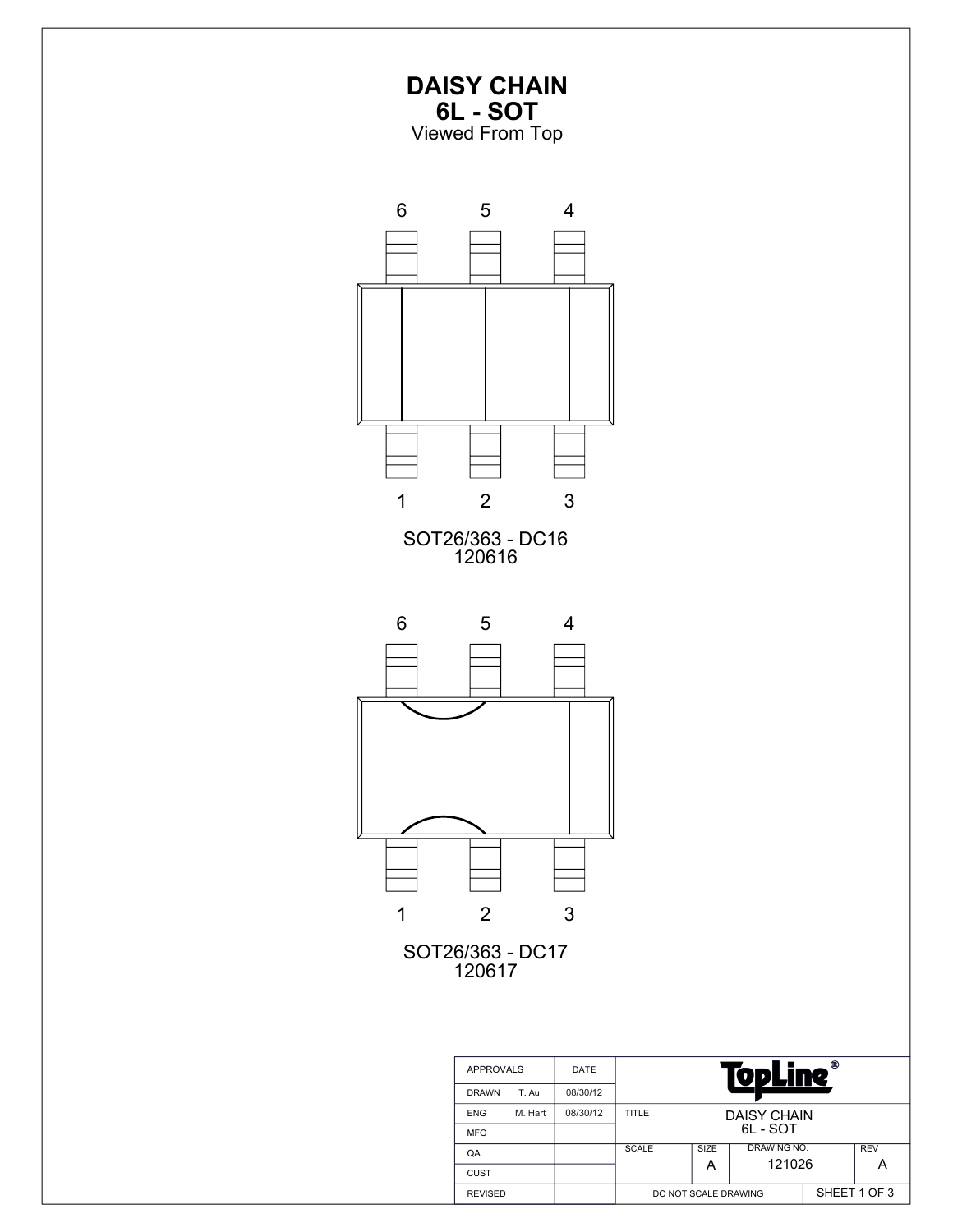# DAISY CHAIN
## 6L - SOT
Viewed From Top

6 5 4

1 2 3

SOT26/363 - DC16
120616

6 5 4

1 2 3

SOT26/363 - DC17
120617

| APPROVALS | DATE | TopLine® | | | |
|---|---|---|---|---|---|
| DRAWN T. Au | 08/30/12 | | | | |
| ENG M. Hart | 08/30/12 | TITLE | DAISY CHAIN 6L - SOT | | |
| MFG | | | | | |
| QA | | SCALE | SIZE A | DRAWING NO. 121026 | REV A |
| CUST | | | | | |
| REVISED | | DO NOT SCALE DRAWING | | | SHEET 1 OF 3 |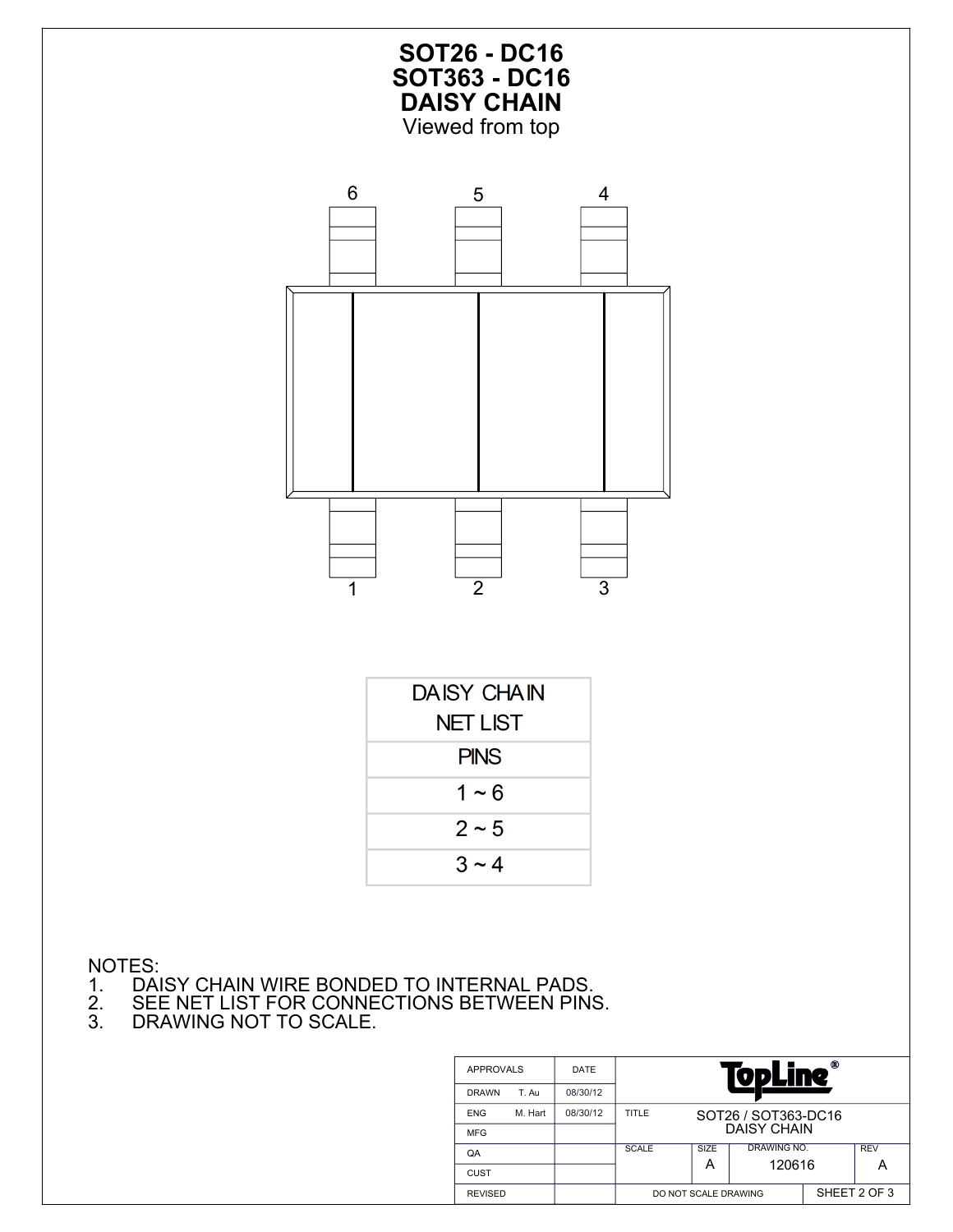# SOT26 - DC16
# SOT363 - DC16
# DAISY CHAIN

Viewed from top

6 5 4

1 2 3

| DAISY CHAIN NET LIST |
|---|
| PINS |
| 1 ~ 6 |
| 2 ~ 5 |
| 3 ~ 4 |

NOTES:
1. DAISY CHAIN WIRE BONDED TO INTERNAL PADS.
2. SEE NET LIST FOR CONNECTIONS BETWEEN PINS.
3. DRAWING NOT TO SCALE.

| APPROVALS | | DATE | TopLine® | | | |
|---|---|---|---|---|---|---|
| DRAWN | T. Au | 08/30/12 | | | | |
| ENG | M. Hart | 08/30/12 | TITLE | SOT26 / SOT363-DC16 DAISY CHAIN | | |
| MFG | | | | | | |
| QA | | | SCALE | SIZE A | DRAWING NO. 120616 | REV A |
| CUST | | | | | | |
| REVISED | | | DO NOT SCALE DRAWING | | SHEET 2 OF 3 | |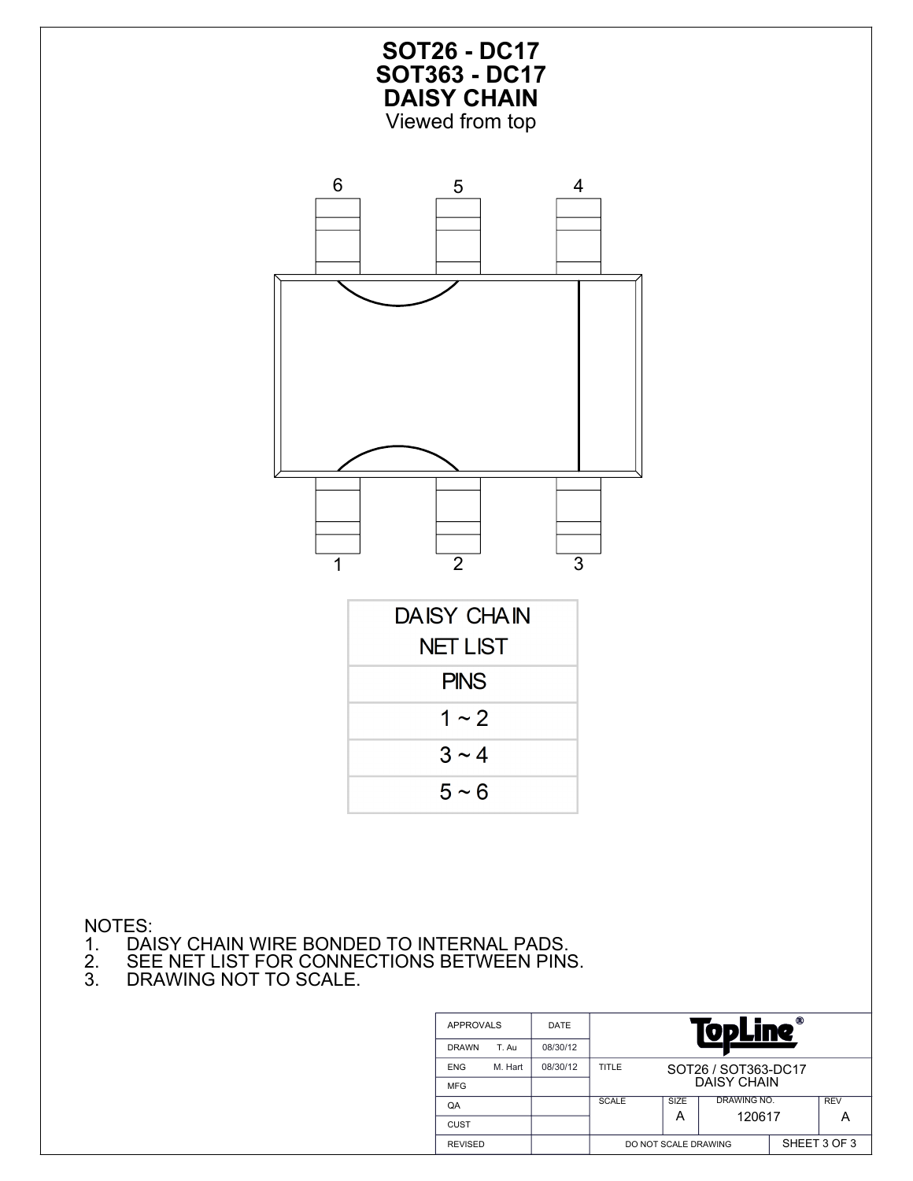# SOT26 - DC17
# SOT363 - DC17
# DAISY CHAIN

Viewed from top

6 5 4

1 2 3

| DAISY CHAIN NET LIST |
| --- |
| PINS |
| 1 ~ 2 |
| 3 ~ 4 |
| 5 ~ 6 |

NOTES:
1. DAISY CHAIN WIRE BONDED TO INTERNAL PADS.
2. SEE NET LIST FOR CONNECTIONS BETWEEN PINS.
3. DRAWING NOT TO SCALE.

| APPROVALS | | DATE | TopLine® | | | |
| --- | --- | --- | --- | --- | --- | --- |
| DRAWN | T. Au | 08/30/12 | | | | |
| ENG | M. Hart | 08/30/12 | TITLE | SOT26 / SOT363-DC17 DAISY CHAIN | | |
| MFG | | | | | | |
| QA | | | SCALE | SIZE A | DRAWING NO. 120617 | REV A |
| CUST | | | | | | |
| REVISED | | | DO NOT SCALE DRAWING | | SHEET 3 OF 3 | |